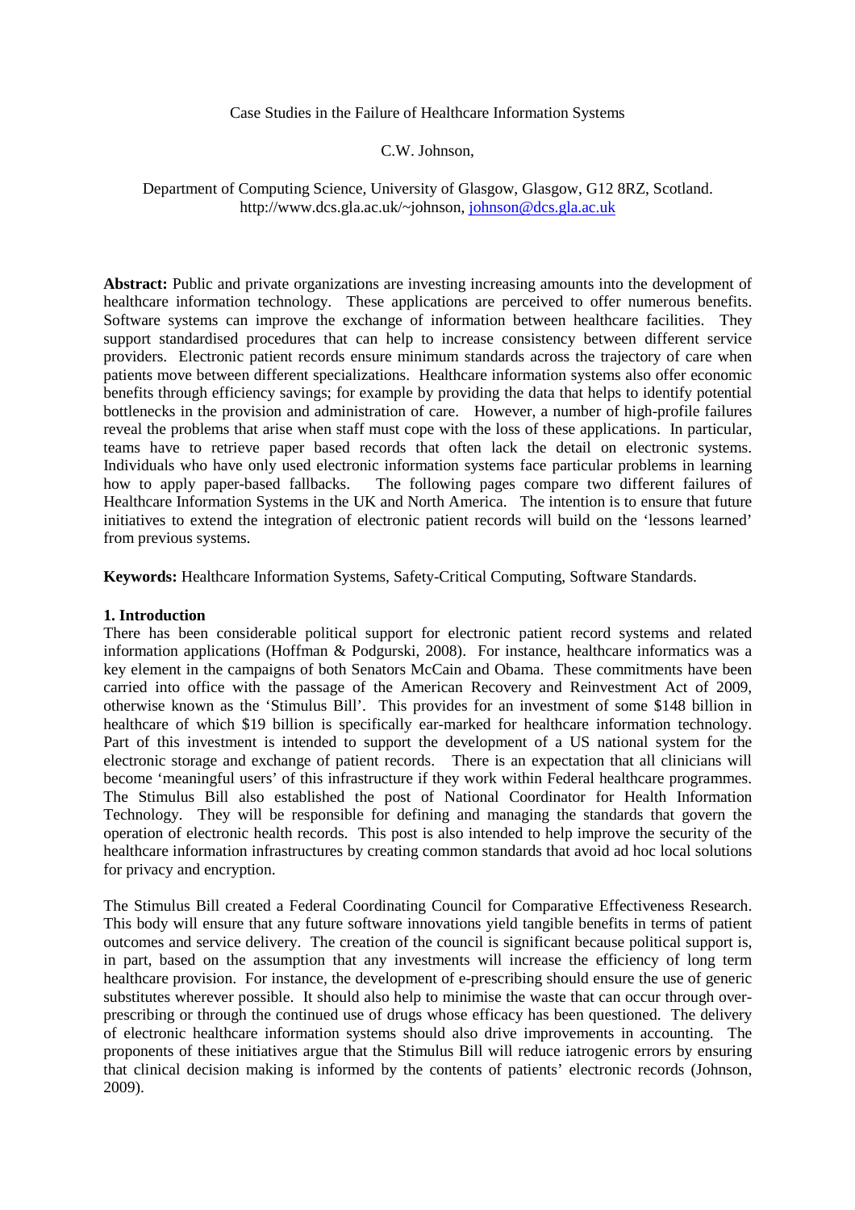# Case Studies in the Failure of Healthcare Information Systems

C.W. Johnson,

Department of Computing Science, University of Glasgow, Glasgow, G12 8RZ, Scotland.
http://www.dcs.gla.ac.uk/~johnson, johnson@dcs.gla.ac.uk

**Abstract:** Public and private organizations are investing increasing amounts into the development of healthcare information technology. These applications are perceived to offer numerous benefits. Software systems can improve the exchange of information between healthcare facilities. They support standardised procedures that can help to increase consistency between different service providers. Electronic patient records ensure minimum standards across the trajectory of care when patients move between different specializations. Healthcare information systems also offer economic benefits through efficiency savings; for example by providing the data that helps to identify potential bottlenecks in the provision and administration of care. However, a number of high-profile failures reveal the problems that arise when staff must cope with the loss of these applications. In particular, teams have to retrieve paper based records that often lack the detail on electronic systems. Individuals who have only used electronic information systems face particular problems in learning how to apply paper-based fallbacks. The following pages compare two different failures of Healthcare Information Systems in the UK and North America. The intention is to ensure that future initiatives to extend the integration of electronic patient records will build on the 'lessons learned' from previous systems.

**Keywords:** Healthcare Information Systems, Safety-Critical Computing, Software Standards.

## 1. Introduction

There has been considerable political support for electronic patient record systems and related information applications (Hoffman & Podgurski, 2008). For instance, healthcare informatics was a key element in the campaigns of both Senators McCain and Obama. These commitments have been carried into office with the passage of the American Recovery and Reinvestment Act of 2009, otherwise known as the 'Stimulus Bill'. This provides for an investment of some $148 billion in healthcare of which $19 billion is specifically ear-marked for healthcare information technology. Part of this investment is intended to support the development of a US national system for the electronic storage and exchange of patient records. There is an expectation that all clinicians will become 'meaningful users' of this infrastructure if they work within Federal healthcare programmes. The Stimulus Bill also established the post of National Coordinator for Health Information Technology. They will be responsible for defining and managing the standards that govern the operation of electronic health records. This post is also intended to help improve the security of the healthcare information infrastructures by creating common standards that avoid ad hoc local solutions for privacy and encryption.

The Stimulus Bill created a Federal Coordinating Council for Comparative Effectiveness Research. This body will ensure that any future software innovations yield tangible benefits in terms of patient outcomes and service delivery. The creation of the council is significant because political support is, in part, based on the assumption that any investments will increase the efficiency of long term healthcare provision. For instance, the development of e-prescribing should ensure the use of generic substitutes wherever possible. It should also help to minimise the waste that can occur through over-prescribing or through the continued use of drugs whose efficacy has been questioned. The delivery of electronic healthcare information systems should also drive improvements in accounting. The proponents of these initiatives argue that the Stimulus Bill will reduce iatrogenic errors by ensuring that clinical decision making is informed by the contents of patients' electronic records (Johnson, 2009).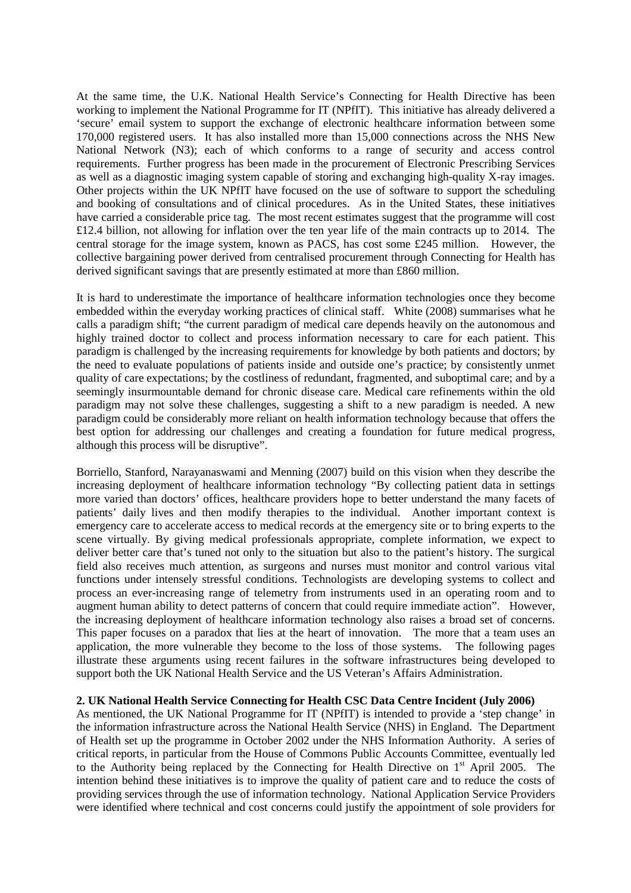At the same time, the U.K. National Health Service's Connecting for Health Directive has been working to implement the National Programme for IT (NPfIT). This initiative has already delivered a 'secure' email system to support the exchange of electronic healthcare information between some 170,000 registered users. It has also installed more than 15,000 connections across the NHS New National Network (N3); each of which conforms to a range of security and access control requirements. Further progress has been made in the procurement of Electronic Prescribing Services as well as a diagnostic imaging system capable of storing and exchanging high-quality X-ray images. Other projects within the UK NPfIT have focused on the use of software to support the scheduling and booking of consultations and of clinical procedures. As in the United States, these initiatives have carried a considerable price tag. The most recent estimates suggest that the programme will cost £12.4 billion, not allowing for inflation over the ten year life of the main contracts up to 2014. The central storage for the image system, known as PACS, has cost some £245 million. However, the collective bargaining power derived from centralised procurement through Connecting for Health has derived significant savings that are presently estimated at more than £860 million.

It is hard to underestimate the importance of healthcare information technologies once they become embedded within the everyday working practices of clinical staff. White (2008) summarises what he calls a paradigm shift; "the current paradigm of medical care depends heavily on the autonomous and highly trained doctor to collect and process information necessary to care for each patient. This paradigm is challenged by the increasing requirements for knowledge by both patients and doctors; by the need to evaluate populations of patients inside and outside one's practice; by consistently unmet quality of care expectations; by the costliness of redundant, fragmented, and suboptimal care; and by a seemingly insurmountable demand for chronic disease care. Medical care refinements within the old paradigm may not solve these challenges, suggesting a shift to a new paradigm is needed. A new paradigm could be considerably more reliant on health information technology because that offers the best option for addressing our challenges and creating a foundation for future medical progress, although this process will be disruptive".

Borriello, Stanford, Narayanaswami and Menning (2007) build on this vision when they describe the increasing deployment of healthcare information technology "By collecting patient data in settings more varied than doctors' offices, healthcare providers hope to better understand the many facets of patients' daily lives and then modify therapies to the individual. Another important context is emergency care to accelerate access to medical records at the emergency site or to bring experts to the scene virtually. By giving medical professionals appropriate, complete information, we expect to deliver better care that's tuned not only to the situation but also to the patient's history. The surgical field also receives much attention, as surgeons and nurses must monitor and control various vital functions under intensely stressful conditions. Technologists are developing systems to collect and process an ever-increasing range of telemetry from instruments used in an operating room and to augment human ability to detect patterns of concern that could require immediate action". However, the increasing deployment of healthcare information technology also raises a broad set of concerns. This paper focuses on a paradox that lies at the heart of innovation. The more that a team uses an application, the more vulnerable they become to the loss of those systems. The following pages illustrate these arguments using recent failures in the software infrastructures being developed to support both the UK National Health Service and the US Veteran's Affairs Administration.

## 2. UK National Health Service Connecting for Health CSC Data Centre Incident (July 2006)

As mentioned, the UK National Programme for IT (NPfIT) is intended to provide a 'step change' in the information infrastructure across the National Health Service (NHS) in England. The Department of Health set up the programme in October 2002 under the NHS Information Authority. A series of critical reports, in particular from the House of Commons Public Accounts Committee, eventually led to the Authority being replaced by the Connecting for Health Directive on 1st April 2005. The intention behind these initiatives is to improve the quality of patient care and to reduce the costs of providing services through the use of information technology. National Application Service Providers were identified where technical and cost concerns could justify the appointment of sole providers for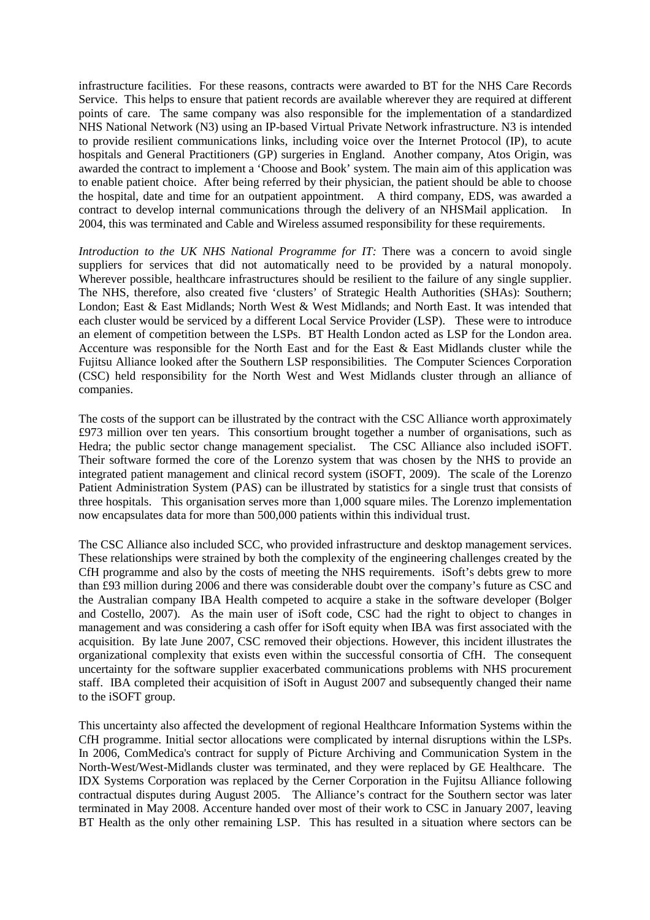infrastructure facilities. For these reasons, contracts were awarded to BT for the NHS Care Records Service. This helps to ensure that patient records are available wherever they are required at different points of care. The same company was also responsible for the implementation of a standardized NHS National Network (N3) using an IP-based Virtual Private Network infrastructure. N3 is intended to provide resilient communications links, including voice over the Internet Protocol (IP), to acute hospitals and General Practitioners (GP) surgeries in England. Another company, Atos Origin, was awarded the contract to implement a 'Choose and Book' system. The main aim of this application was to enable patient choice. After being referred by their physician, the patient should be able to choose the hospital, date and time for an outpatient appointment. A third company, EDS, was awarded a contract to develop internal communications through the delivery of an NHSMail application. In 2004, this was terminated and Cable and Wireless assumed responsibility for these requirements.

*Introduction to the UK NHS National Programme for IT:* There was a concern to avoid single suppliers for services that did not automatically need to be provided by a natural monopoly. Wherever possible, healthcare infrastructures should be resilient to the failure of any single supplier. The NHS, therefore, also created five 'clusters' of Strategic Health Authorities (SHAs): Southern; London; East & East Midlands; North West & West Midlands; and North East. It was intended that each cluster would be serviced by a different Local Service Provider (LSP). These were to introduce an element of competition between the LSPs. BT Health London acted as LSP for the London area. Accenture was responsible for the North East and for the East & East Midlands cluster while the Fujitsu Alliance looked after the Southern LSP responsibilities. The Computer Sciences Corporation (CSC) held responsibility for the North West and West Midlands cluster through an alliance of companies.

The costs of the support can be illustrated by the contract with the CSC Alliance worth approximately £973 million over ten years. This consortium brought together a number of organisations, such as Hedra; the public sector change management specialist. The CSC Alliance also included iSOFT. Their software formed the core of the Lorenzo system that was chosen by the NHS to provide an integrated patient management and clinical record system (iSOFT, 2009). The scale of the Lorenzo Patient Administration System (PAS) can be illustrated by statistics for a single trust that consists of three hospitals. This organisation serves more than 1,000 square miles. The Lorenzo implementation now encapsulates data for more than 500,000 patients within this individual trust.

The CSC Alliance also included SCC, who provided infrastructure and desktop management services. These relationships were strained by both the complexity of the engineering challenges created by the CfH programme and also by the costs of meeting the NHS requirements. iSoft's debts grew to more than £93 million during 2006 and there was considerable doubt over the company's future as CSC and the Australian company IBA Health competed to acquire a stake in the software developer (Bolger and Costello, 2007). As the main user of iSoft code, CSC had the right to object to changes in management and was considering a cash offer for iSoft equity when IBA was first associated with the acquisition. By late June 2007, CSC removed their objections. However, this incident illustrates the organizational complexity that exists even within the successful consortia of CfH. The consequent uncertainty for the software supplier exacerbated communications problems with NHS procurement staff. IBA completed their acquisition of iSoft in August 2007 and subsequently changed their name to the iSOFT group.

This uncertainty also affected the development of regional Healthcare Information Systems within the CfH programme. Initial sector allocations were complicated by internal disruptions within the LSPs. In 2006, ComMedica's contract for supply of Picture Archiving and Communication System in the North-West/West-Midlands cluster was terminated, and they were replaced by GE Healthcare. The IDX Systems Corporation was replaced by the Cerner Corporation in the Fujitsu Alliance following contractual disputes during August 2005. The Alliance's contract for the Southern sector was later terminated in May 2008. Accenture handed over most of their work to CSC in January 2007, leaving BT Health as the only other remaining LSP. This has resulted in a situation where sectors can be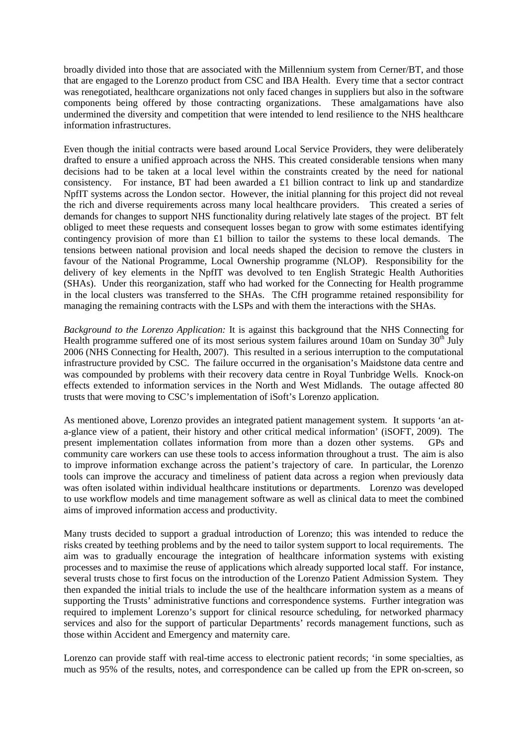broadly divided into those that are associated with the Millennium system from Cerner/BT, and those that are engaged to the Lorenzo product from CSC and IBA Health. Every time that a sector contract was renegotiated, healthcare organizations not only faced changes in suppliers but also in the software components being offered by those contracting organizations. These amalgamations have also undermined the diversity and competition that were intended to lend resilience to the NHS healthcare information infrastructures.

Even though the initial contracts were based around Local Service Providers, they were deliberately drafted to ensure a unified approach across the NHS. This created considerable tensions when many decisions had to be taken at a local level within the constraints created by the need for national consistency. For instance, BT had been awarded a £1 billion contract to link up and standardize NpfIT systems across the London sector. However, the initial planning for this project did not reveal the rich and diverse requirements across many local healthcare providers. This created a series of demands for changes to support NHS functionality during relatively late stages of the project. BT felt obliged to meet these requests and consequent losses began to grow with some estimates identifying contingency provision of more than £1 billion to tailor the systems to these local demands. The tensions between national provision and local needs shaped the decision to remove the clusters in favour of the National Programme, Local Ownership programme (NLOP). Responsibility for the delivery of key elements in the NpfIT was devolved to ten English Strategic Health Authorities (SHAs). Under this reorganization, staff who had worked for the Connecting for Health programme in the local clusters was transferred to the SHAs. The CfH programme retained responsibility for managing the remaining contracts with the LSPs and with them the interactions with the SHAs.

*Background to the Lorenzo Application:* It is against this background that the NHS Connecting for Health programme suffered one of its most serious system failures around 10am on Sunday 30th July 2006 (NHS Connecting for Health, 2007). This resulted in a serious interruption to the computational infrastructure provided by CSC. The failure occurred in the organisation's Maidstone data centre and was compounded by problems with their recovery data centre in Royal Tunbridge Wells. Knock-on effects extended to information services in the North and West Midlands. The outage affected 80 trusts that were moving to CSC's implementation of iSoft's Lorenzo application.

As mentioned above, Lorenzo provides an integrated patient management system. It supports 'an at-a-glance view of a patient, their history and other critical medical information' (iSOFT, 2009). The present implementation collates information from more than a dozen other systems. GPs and community care workers can use these tools to access information throughout a trust. The aim is also to improve information exchange across the patient's trajectory of care. In particular, the Lorenzo tools can improve the accuracy and timeliness of patient data across a region when previously data was often isolated within individual healthcare institutions or departments. Lorenzo was developed to use workflow models and time management software as well as clinical data to meet the combined aims of improved information access and productivity.

Many trusts decided to support a gradual introduction of Lorenzo; this was intended to reduce the risks created by teething problems and by the need to tailor system support to local requirements. The aim was to gradually encourage the integration of healthcare information systems with existing processes and to maximise the reuse of applications which already supported local staff. For instance, several trusts chose to first focus on the introduction of the Lorenzo Patient Admission System. They then expanded the initial trials to include the use of the healthcare information system as a means of supporting the Trusts' administrative functions and correspondence systems. Further integration was required to implement Lorenzo's support for clinical resource scheduling, for networked pharmacy services and also for the support of particular Departments' records management functions, such as those within Accident and Emergency and maternity care.

Lorenzo can provide staff with real-time access to electronic patient records; 'in some specialties, as much as 95% of the results, notes, and correspondence can be called up from the EPR on-screen, so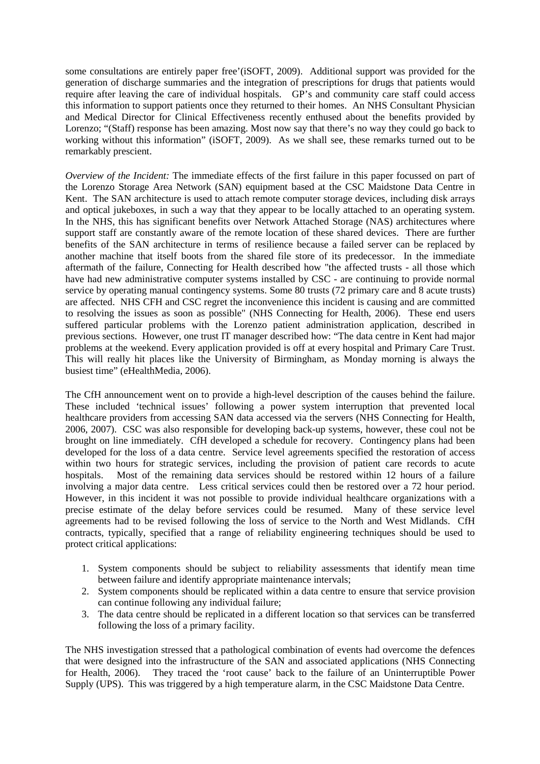some consultations are entirely paper free'(iSOFT, 2009). Additional support was provided for the generation of discharge summaries and the integration of prescriptions for drugs that patients would require after leaving the care of individual hospitals. GP's and community care staff could access this information to support patients once they returned to their homes. An NHS Consultant Physician and Medical Director for Clinical Effectiveness recently enthused about the benefits provided by Lorenzo; "(Staff) response has been amazing. Most now say that there's no way they could go back to working without this information" (iSOFT, 2009). As we shall see, these remarks turned out to be remarkably prescient.

*Overview of the Incident:* The immediate effects of the first failure in this paper focussed on part of the Lorenzo Storage Area Network (SAN) equipment based at the CSC Maidstone Data Centre in Kent. The SAN architecture is used to attach remote computer storage devices, including disk arrays and optical jukeboxes, in such a way that they appear to be locally attached to an operating system. In the NHS, this has significant benefits over Network Attached Storage (NAS) architectures where support staff are constantly aware of the remote location of these shared devices. There are further benefits of the SAN architecture in terms of resilience because a failed server can be replaced by another machine that itself boots from the shared file store of its predecessor. In the immediate aftermath of the failure, Connecting for Health described how "the affected trusts - all those which have had new administrative computer systems installed by CSC - are continuing to provide normal service by operating manual contingency systems. Some 80 trusts (72 primary care and 8 acute trusts) are affected. NHS CFH and CSC regret the inconvenience this incident is causing and are committed to resolving the issues as soon as possible" (NHS Connecting for Health, 2006). These end users suffered particular problems with the Lorenzo patient administration application, described in previous sections. However, one trust IT manager described how: "The data centre in Kent had major problems at the weekend. Every application provided is off at every hospital and Primary Care Trust. This will really hit places like the University of Birmingham, as Monday morning is always the busiest time" (eHealthMedia, 2006).

The CfH announcement went on to provide a high-level description of the causes behind the failure. These included 'technical issues' following a power system interruption that prevented local healthcare providers from accessing SAN data accessed via the servers (NHS Connecting for Health, 2006, 2007). CSC was also responsible for developing back-up systems, however, these coul not be brought on line immediately. CfH developed a schedule for recovery. Contingency plans had been developed for the loss of a data centre. Service level agreements specified the restoration of access within two hours for strategic services, including the provision of patient care records to acute hospitals. Most of the remaining data services should be restored within 12 hours of a failure involving a major data centre. Less critical services could then be restored over a 72 hour period. However, in this incident it was not possible to provide individual healthcare organizations with a precise estimate of the delay before services could be resumed. Many of these service level agreements had to be revised following the loss of service to the North and West Midlands. CfH contracts, typically, specified that a range of reliability engineering techniques should be used to protect critical applications:

1. System components should be subject to reliability assessments that identify mean time between failure and identify appropriate maintenance intervals;
2. System components should be replicated within a data centre to ensure that service provision can continue following any individual failure;
3. The data centre should be replicated in a different location so that services can be transferred following the loss of a primary facility.

The NHS investigation stressed that a pathological combination of events had overcome the defences that were designed into the infrastructure of the SAN and associated applications (NHS Connecting for Health, 2006). They traced the 'root cause' back to the failure of an Uninterruptible Power Supply (UPS). This was triggered by a high temperature alarm, in the CSC Maidstone Data Centre.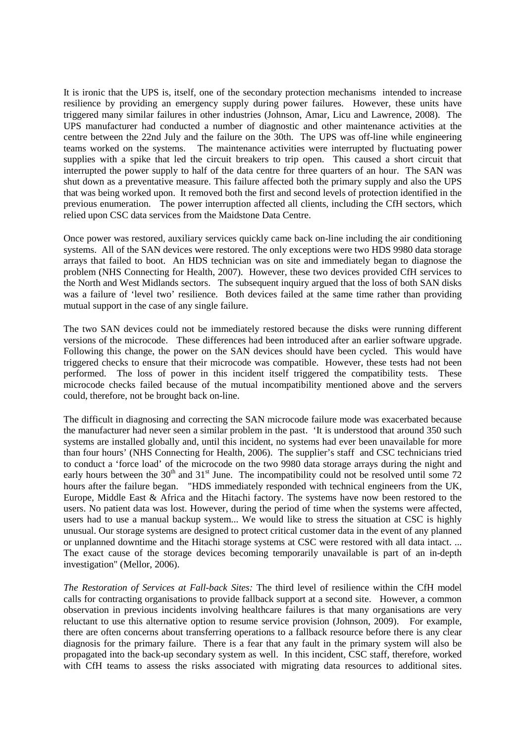It is ironic that the UPS is, itself, one of the secondary protection mechanisms intended to increase resilience by providing an emergency supply during power failures. However, these units have triggered many similar failures in other industries (Johnson, Amar, Licu and Lawrence, 2008). The UPS manufacturer had conducted a number of diagnostic and other maintenance activities at the centre between the 22nd July and the failure on the 30th. The UPS was off-line while engineering teams worked on the systems. The maintenance activities were interrupted by fluctuating power supplies with a spike that led the circuit breakers to trip open. This caused a short circuit that interrupted the power supply to half of the data centre for three quarters of an hour. The SAN was shut down as a preventative measure. This failure affected both the primary supply and also the UPS that was being worked upon. It removed both the first and second levels of protection identified in the previous enumeration. The power interruption affected all clients, including the CfH sectors, which relied upon CSC data services from the Maidstone Data Centre.

Once power was restored, auxiliary services quickly came back on-line including the air conditioning systems. All of the SAN devices were restored. The only exceptions were two HDS 9980 data storage arrays that failed to boot. An HDS technician was on site and immediately began to diagnose the problem (NHS Connecting for Health, 2007). However, these two devices provided CfH services to the North and West Midlands sectors. The subsequent inquiry argued that the loss of both SAN disks was a failure of 'level two' resilience. Both devices failed at the same time rather than providing mutual support in the case of any single failure.

The two SAN devices could not be immediately restored because the disks were running different versions of the microcode. These differences had been introduced after an earlier software upgrade. Following this change, the power on the SAN devices should have been cycled. This would have triggered checks to ensure that their microcode was compatible. However, these tests had not been performed. The loss of power in this incident itself triggered the compatibility tests. These microcode checks failed because of the mutual incompatibility mentioned above and the servers could, therefore, not be brought back on-line.

The difficult in diagnosing and correcting the SAN microcode failure mode was exacerbated because the manufacturer had never seen a similar problem in the past. 'It is understood that around 350 such systems are installed globally and, until this incident, no systems had ever been unavailable for more than four hours' (NHS Connecting for Health, 2006). The supplier's staff and CSC technicians tried to conduct a 'force load' of the microcode on the two 9980 data storage arrays during the night and early hours between the 30th and 31st June. The incompatibility could not be resolved until some 72 hours after the failure began. "HDS immediately responded with technical engineers from the UK, Europe, Middle East & Africa and the Hitachi factory. The systems have now been restored to the users. No patient data was lost. However, during the period of time when the systems were affected, users had to use a manual backup system... We would like to stress the situation at CSC is highly unusual. Our storage systems are designed to protect critical customer data in the event of any planned or unplanned downtime and the Hitachi storage systems at CSC were restored with all data intact. ... The exact cause of the storage devices becoming temporarily unavailable is part of an in-depth investigation" (Mellor, 2006).

*The Restoration of Services at Fall-back Sites:* The third level of resilience within the CfH model calls for contracting organisations to provide fallback support at a second site. However, a common observation in previous incidents involving healthcare failures is that many organisations are very reluctant to use this alternative option to resume service provision (Johnson, 2009). For example, there are often concerns about transferring operations to a fallback resource before there is any clear diagnosis for the primary failure. There is a fear that any fault in the primary system will also be propagated into the back-up secondary system as well. In this incident, CSC staff, therefore, worked with CfH teams to assess the risks associated with migrating data resources to additional sites.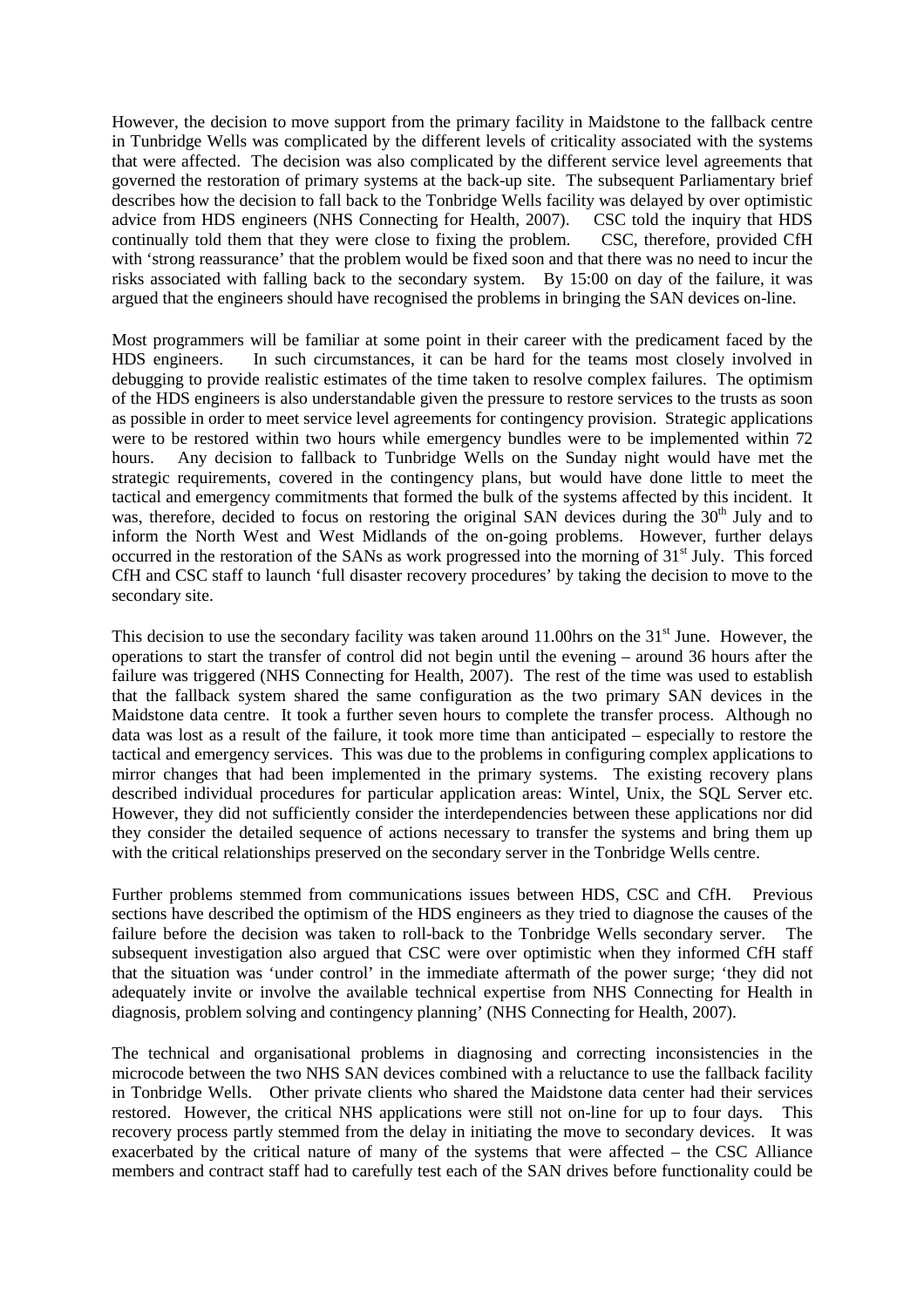However, the decision to move support from the primary facility in Maidstone to the fallback centre in Tunbridge Wells was complicated by the different levels of criticality associated with the systems that were affected. The decision was also complicated by the different service level agreements that governed the restoration of primary systems at the back-up site. The subsequent Parliamentary brief describes how the decision to fall back to the Tonbridge Wells facility was delayed by over optimistic advice from HDS engineers (NHS Connecting for Health, 2007). CSC told the inquiry that HDS continually told them that they were close to fixing the problem. CSC, therefore, provided CfH with 'strong reassurance' that the problem would be fixed soon and that there was no need to incur the risks associated with falling back to the secondary system. By 15:00 on day of the failure, it was argued that the engineers should have recognised the problems in bringing the SAN devices on-line.

Most programmers will be familiar at some point in their career with the predicament faced by the HDS engineers. In such circumstances, it can be hard for the teams most closely involved in debugging to provide realistic estimates of the time taken to resolve complex failures. The optimism of the HDS engineers is also understandable given the pressure to restore services to the trusts as soon as possible in order to meet service level agreements for contingency provision. Strategic applications were to be restored within two hours while emergency bundles were to be implemented within 72 hours. Any decision to fallback to Tunbridge Wells on the Sunday night would have met the strategic requirements, covered in the contingency plans, but would have done little to meet the tactical and emergency commitments that formed the bulk of the systems affected by this incident. It was, therefore, decided to focus on restoring the original SAN devices during the 30th July and to inform the North West and West Midlands of the on-going problems. However, further delays occurred in the restoration of the SANs as work progressed into the morning of 31st July. This forced CfH and CSC staff to launch 'full disaster recovery procedures' by taking the decision to move to the secondary site.

This decision to use the secondary facility was taken around 11.00hrs on the 31st June. However, the operations to start the transfer of control did not begin until the evening – around 36 hours after the failure was triggered (NHS Connecting for Health, 2007). The rest of the time was used to establish that the fallback system shared the same configuration as the two primary SAN devices in the Maidstone data centre. It took a further seven hours to complete the transfer process. Although no data was lost as a result of the failure, it took more time than anticipated – especially to restore the tactical and emergency services. This was due to the problems in configuring complex applications to mirror changes that had been implemented in the primary systems. The existing recovery plans described individual procedures for particular application areas: Wintel, Unix, the SQL Server etc. However, they did not sufficiently consider the interdependencies between these applications nor did they consider the detailed sequence of actions necessary to transfer the systems and bring them up with the critical relationships preserved on the secondary server in the Tonbridge Wells centre.

Further problems stemmed from communications issues between HDS, CSC and CfH. Previous sections have described the optimism of the HDS engineers as they tried to diagnose the causes of the failure before the decision was taken to roll-back to the Tonbridge Wells secondary server. The subsequent investigation also argued that CSC were over optimistic when they informed CfH staff that the situation was 'under control' in the immediate aftermath of the power surge; 'they did not adequately invite or involve the available technical expertise from NHS Connecting for Health in diagnosis, problem solving and contingency planning' (NHS Connecting for Health, 2007).

The technical and organisational problems in diagnosing and correcting inconsistencies in the microcode between the two NHS SAN devices combined with a reluctance to use the fallback facility in Tonbridge Wells. Other private clients who shared the Maidstone data center had their services restored. However, the critical NHS applications were still not on-line for up to four days. This recovery process partly stemmed from the delay in initiating the move to secondary devices. It was exacerbated by the critical nature of many of the systems that were affected – the CSC Alliance members and contract staff had to carefully test each of the SAN drives before functionality could be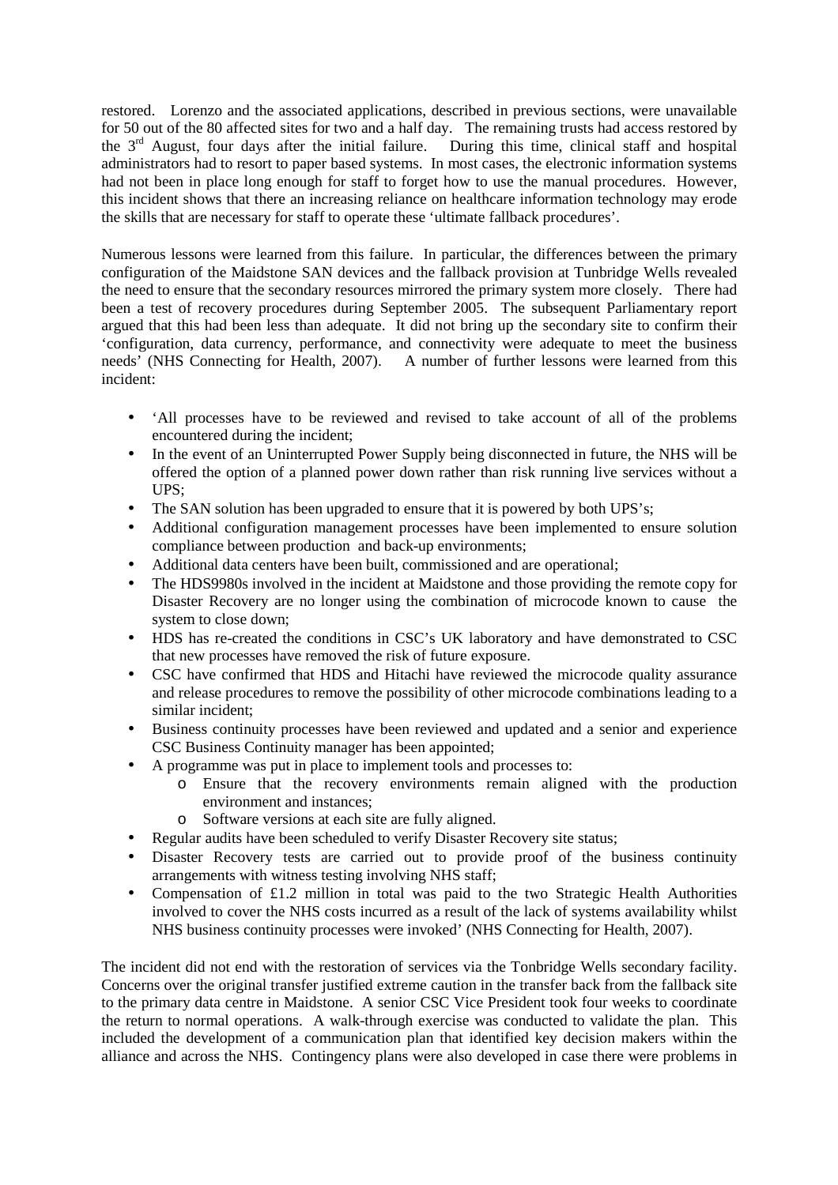restored. Lorenzo and the associated applications, described in previous sections, were unavailable for 50 out of the 80 affected sites for two and a half day. The remaining trusts had access restored by the 3rd August, four days after the initial failure. During this time, clinical staff and hospital administrators had to resort to paper based systems. In most cases, the electronic information systems had not been in place long enough for staff to forget how to use the manual procedures. However, this incident shows that there an increasing reliance on healthcare information technology may erode the skills that are necessary for staff to operate these 'ultimate fallback procedures'.

Numerous lessons were learned from this failure. In particular, the differences between the primary configuration of the Maidstone SAN devices and the fallback provision at Tunbridge Wells revealed the need to ensure that the secondary resources mirrored the primary system more closely. There had been a test of recovery procedures during September 2005. The subsequent Parliamentary report argued that this had been less than adequate. It did not bring up the secondary site to confirm their 'configuration, data currency, performance, and connectivity were adequate to meet the business needs' (NHS Connecting for Health, 2007). A number of further lessons were learned from this incident:

- 'All processes have to be reviewed and revised to take account of all of the problems encountered during the incident;
- In the event of an Uninterrupted Power Supply being disconnected in future, the NHS will be offered the option of a planned power down rather than risk running live services without a UPS;
- The SAN solution has been upgraded to ensure that it is powered by both UPS's;
- Additional configuration management processes have been implemented to ensure solution compliance between production and back-up environments;
- Additional data centers have been built, commissioned and are operational;
- The HDS9980s involved in the incident at Maidstone and those providing the remote copy for Disaster Recovery are no longer using the combination of microcode known to cause the system to close down;
- HDS has re-created the conditions in CSC's UK laboratory and have demonstrated to CSC that new processes have removed the risk of future exposure.
- CSC have confirmed that HDS and Hitachi have reviewed the microcode quality assurance and release procedures to remove the possibility of other microcode combinations leading to a similar incident;
- Business continuity processes have been reviewed and updated and a senior and experience CSC Business Continuity manager has been appointed;
- A programme was put in place to implement tools and processes to:
  - Ensure that the recovery environments remain aligned with the production environment and instances;
  - Software versions at each site are fully aligned.
- Regular audits have been scheduled to verify Disaster Recovery site status;
- Disaster Recovery tests are carried out to provide proof of the business continuity arrangements with witness testing involving NHS staff;
- Compensation of £1.2 million in total was paid to the two Strategic Health Authorities involved to cover the NHS costs incurred as a result of the lack of systems availability whilst NHS business continuity processes were invoked' (NHS Connecting for Health, 2007).

The incident did not end with the restoration of services via the Tonbridge Wells secondary facility. Concerns over the original transfer justified extreme caution in the transfer back from the fallback site to the primary data centre in Maidstone. A senior CSC Vice President took four weeks to coordinate the return to normal operations. A walk-through exercise was conducted to validate the plan. This included the development of a communication plan that identified key decision makers within the alliance and across the NHS. Contingency plans were also developed in case there were problems in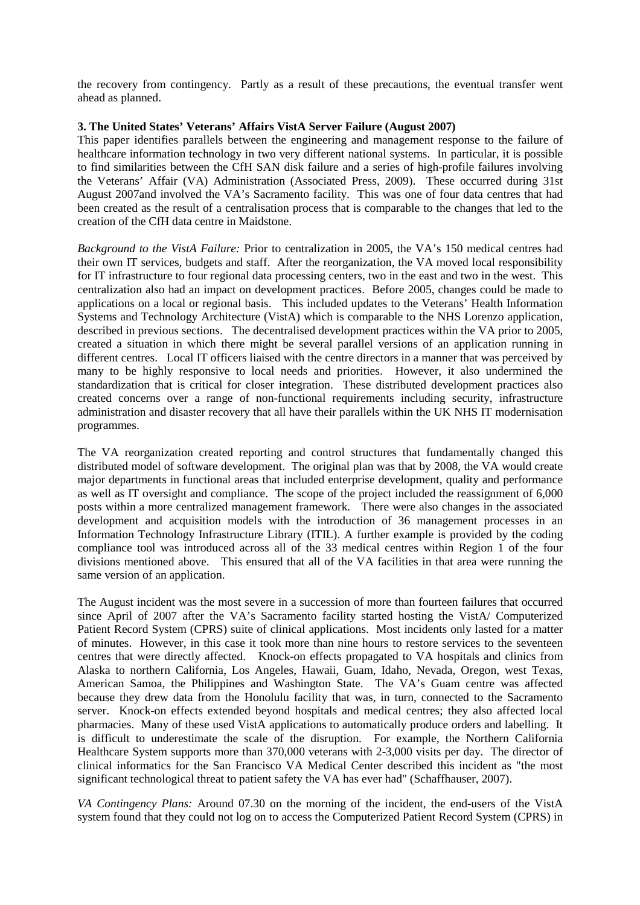the recovery from contingency. Partly as a result of these precautions, the eventual transfer went ahead as planned.

**3. The United States' Veterans' Affairs VistA Server Failure (August 2007)**

This paper identifies parallels between the engineering and management response to the failure of healthcare information technology in two very different national systems. In particular, it is possible to find similarities between the CfH SAN disk failure and a series of high-profile failures involving the Veterans' Affair (VA) Administration (Associated Press, 2009). These occurred during 31st August 2007and involved the VA's Sacramento facility. This was one of four data centres that had been created as the result of a centralisation process that is comparable to the changes that led to the creation of the CfH data centre in Maidstone.

*Background to the VistA Failure:* Prior to centralization in 2005, the VA's 150 medical centres had their own IT services, budgets and staff. After the reorganization, the VA moved local responsibility for IT infrastructure to four regional data processing centers, two in the east and two in the west. This centralization also had an impact on development practices. Before 2005, changes could be made to applications on a local or regional basis. This included updates to the Veterans' Health Information Systems and Technology Architecture (VistA) which is comparable to the NHS Lorenzo application, described in previous sections. The decentralised development practices within the VA prior to 2005, created a situation in which there might be several parallel versions of an application running in different centres. Local IT officers liaised with the centre directors in a manner that was perceived by many to be highly responsive to local needs and priorities. However, it also undermined the standardization that is critical for closer integration. These distributed development practices also created concerns over a range of non-functional requirements including security, infrastructure administration and disaster recovery that all have their parallels within the UK NHS IT modernisation programmes.

The VA reorganization created reporting and control structures that fundamentally changed this distributed model of software development. The original plan was that by 2008, the VA would create major departments in functional areas that included enterprise development, quality and performance as well as IT oversight and compliance. The scope of the project included the reassignment of 6,000 posts within a more centralized management framework. There were also changes in the associated development and acquisition models with the introduction of 36 management processes in an Information Technology Infrastructure Library (ITIL). A further example is provided by the coding compliance tool was introduced across all of the 33 medical centres within Region 1 of the four divisions mentioned above. This ensured that all of the VA facilities in that area were running the same version of an application.

The August incident was the most severe in a succession of more than fourteen failures that occurred since April of 2007 after the VA's Sacramento facility started hosting the VistA/ Computerized Patient Record System (CPRS) suite of clinical applications. Most incidents only lasted for a matter of minutes. However, in this case it took more than nine hours to restore services to the seventeen centres that were directly affected. Knock-on effects propagated to VA hospitals and clinics from Alaska to northern California, Los Angeles, Hawaii, Guam, Idaho, Nevada, Oregon, west Texas, American Samoa, the Philippines and Washington State. The VA's Guam centre was affected because they drew data from the Honolulu facility that was, in turn, connected to the Sacramento server. Knock-on effects extended beyond hospitals and medical centres; they also affected local pharmacies. Many of these used VistA applications to automatically produce orders and labelling. It is difficult to underestimate the scale of the disruption. For example, the Northern California Healthcare System supports more than 370,000 veterans with 2-3,000 visits per day. The director of clinical informatics for the San Francisco VA Medical Center described this incident as "the most significant technological threat to patient safety the VA has ever had" (Schaffhauser, 2007).

*VA Contingency Plans:* Around 07.30 on the morning of the incident, the end-users of the VistA system found that they could not log on to access the Computerized Patient Record System (CPRS) in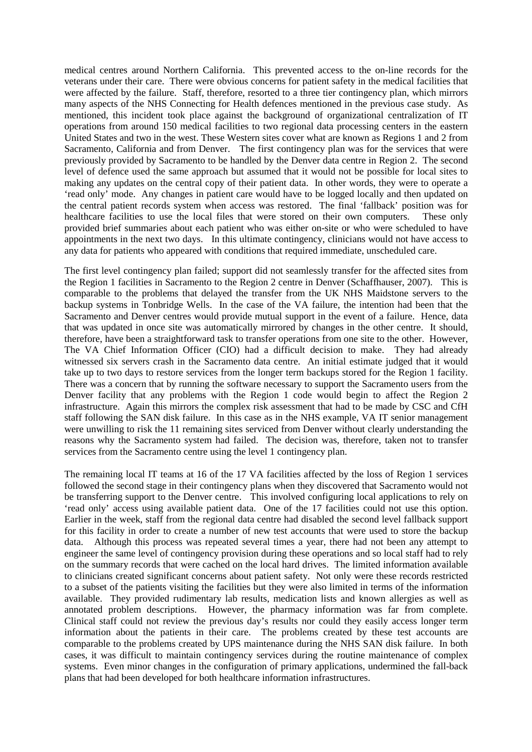medical centres around Northern California. This prevented access to the on-line records for the veterans under their care. There were obvious concerns for patient safety in the medical facilities that were affected by the failure. Staff, therefore, resorted to a three tier contingency plan, which mirrors many aspects of the NHS Connecting for Health defences mentioned in the previous case study. As mentioned, this incident took place against the background of organizational centralization of IT operations from around 150 medical facilities to two regional data processing centers in the eastern United States and two in the west. These Western sites cover what are known as Regions 1 and 2 from Sacramento, California and from Denver. The first contingency plan was for the services that were previously provided by Sacramento to be handled by the Denver data centre in Region 2. The second level of defence used the same approach but assumed that it would not be possible for local sites to making any updates on the central copy of their patient data. In other words, they were to operate a 'read only' mode. Any changes in patient care would have to be logged locally and then updated on the central patient records system when access was restored. The final 'fallback' position was for healthcare facilities to use the local files that were stored on their own computers. These only provided brief summaries about each patient who was either on-site or who were scheduled to have appointments in the next two days. In this ultimate contingency, clinicians would not have access to any data for patients who appeared with conditions that required immediate, unscheduled care.

The first level contingency plan failed; support did not seamlessly transfer for the affected sites from the Region 1 facilities in Sacramento to the Region 2 centre in Denver (Schaffhauser, 2007). This is comparable to the problems that delayed the transfer from the UK NHS Maidstone servers to the backup systems in Tonbridge Wells. In the case of the VA failure, the intention had been that the Sacramento and Denver centres would provide mutual support in the event of a failure. Hence, data that was updated in once site was automatically mirrored by changes in the other centre. It should, therefore, have been a straightforward task to transfer operations from one site to the other. However, The VA Chief Information Officer (CIO) had a difficult decision to make. They had already witnessed six servers crash in the Sacramento data centre. An initial estimate judged that it would take up to two days to restore services from the longer term backups stored for the Region 1 facility. There was a concern that by running the software necessary to support the Sacramento users from the Denver facility that any problems with the Region 1 code would begin to affect the Region 2 infrastructure. Again this mirrors the complex risk assessment that had to be made by CSC and CfH staff following the SAN disk failure. In this case as in the NHS example, VA IT senior management were unwilling to risk the 11 remaining sites serviced from Denver without clearly understanding the reasons why the Sacramento system had failed. The decision was, therefore, taken not to transfer services from the Sacramento centre using the level 1 contingency plan.

The remaining local IT teams at 16 of the 17 VA facilities affected by the loss of Region 1 services followed the second stage in their contingency plans when they discovered that Sacramento would not be transferring support to the Denver centre. This involved configuring local applications to rely on 'read only' access using available patient data. One of the 17 facilities could not use this option. Earlier in the week, staff from the regional data centre had disabled the second level fallback support for this facility in order to create a number of new test accounts that were used to store the backup data. Although this process was repeated several times a year, there had not been any attempt to engineer the same level of contingency provision during these operations and so local staff had to rely on the summary records that were cached on the local hard drives. The limited information available to clinicians created significant concerns about patient safety. Not only were these records restricted to a subset of the patients visiting the facilities but they were also limited in terms of the information available. They provided rudimentary lab results, medication lists and known allergies as well as annotated problem descriptions. However, the pharmacy information was far from complete. Clinical staff could not review the previous day's results nor could they easily access longer term information about the patients in their care. The problems created by these test accounts are comparable to the problems created by UPS maintenance during the NHS SAN disk failure. In both cases, it was difficult to maintain contingency services during the routine maintenance of complex systems. Even minor changes in the configuration of primary applications, undermined the fall-back plans that had been developed for both healthcare information infrastructures.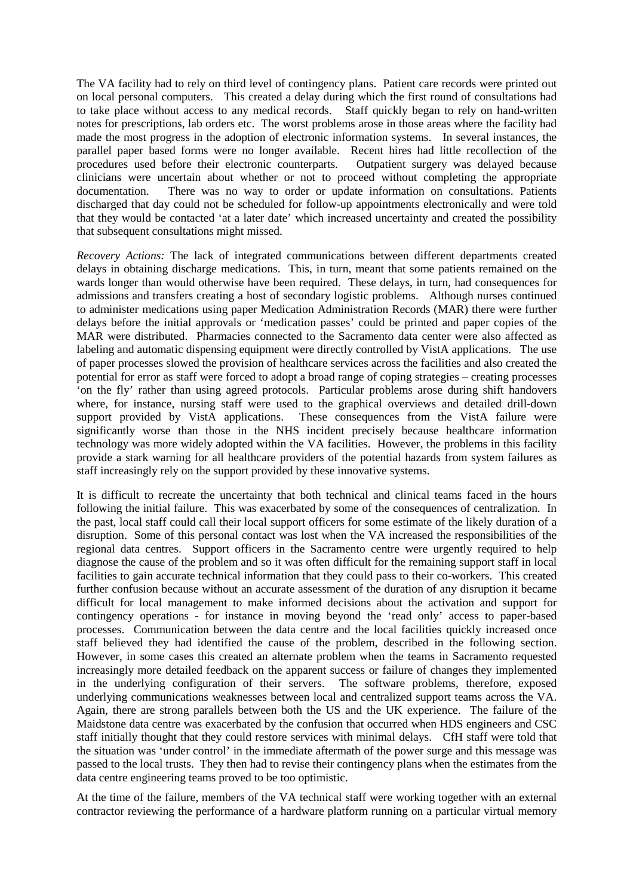The VA facility had to rely on third level of contingency plans. Patient care records were printed out on local personal computers. This created a delay during which the first round of consultations had to take place without access to any medical records. Staff quickly began to rely on hand-written notes for prescriptions, lab orders etc. The worst problems arose in those areas where the facility had made the most progress in the adoption of electronic information systems. In several instances, the parallel paper based forms were no longer available. Recent hires had little recollection of the procedures used before their electronic counterparts. Outpatient surgery was delayed because clinicians were uncertain about whether or not to proceed without completing the appropriate documentation. There was no way to order or update information on consultations. Patients discharged that day could not be scheduled for follow-up appointments electronically and were told that they would be contacted 'at a later date' which increased uncertainty and created the possibility that subsequent consultations might missed.

*Recovery Actions:* The lack of integrated communications between different departments created delays in obtaining discharge medications. This, in turn, meant that some patients remained on the wards longer than would otherwise have been required. These delays, in turn, had consequences for admissions and transfers creating a host of secondary logistic problems. Although nurses continued to administer medications using paper Medication Administration Records (MAR) there were further delays before the initial approvals or 'medication passes' could be printed and paper copies of the MAR were distributed. Pharmacies connected to the Sacramento data center were also affected as labeling and automatic dispensing equipment were directly controlled by VistA applications. The use of paper processes slowed the provision of healthcare services across the facilities and also created the potential for error as staff were forced to adopt a broad range of coping strategies – creating processes 'on the fly' rather than using agreed protocols. Particular problems arose during shift handovers where, for instance, nursing staff were used to the graphical overviews and detailed drill-down support provided by VistA applications. These consequences from the VistA failure were significantly worse than those in the NHS incident precisely because healthcare information technology was more widely adopted within the VA facilities. However, the problems in this facility provide a stark warning for all healthcare providers of the potential hazards from system failures as staff increasingly rely on the support provided by these innovative systems.

It is difficult to recreate the uncertainty that both technical and clinical teams faced in the hours following the initial failure. This was exacerbated by some of the consequences of centralization. In the past, local staff could call their local support officers for some estimate of the likely duration of a disruption. Some of this personal contact was lost when the VA increased the responsibilities of the regional data centres. Support officers in the Sacramento centre were urgently required to help diagnose the cause of the problem and so it was often difficult for the remaining support staff in local facilities to gain accurate technical information that they could pass to their co-workers. This created further confusion because without an accurate assessment of the duration of any disruption it became difficult for local management to make informed decisions about the activation and support for contingency operations - for instance in moving beyond the 'read only' access to paper-based processes. Communication between the data centre and the local facilities quickly increased once staff believed they had identified the cause of the problem, described in the following section. However, in some cases this created an alternate problem when the teams in Sacramento requested increasingly more detailed feedback on the apparent success or failure of changes they implemented in the underlying configuration of their servers. The software problems, therefore, exposed underlying communications weaknesses between local and centralized support teams across the VA. Again, there are strong parallels between both the US and the UK experience. The failure of the Maidstone data centre was exacerbated by the confusion that occurred when HDS engineers and CSC staff initially thought that they could restore services with minimal delays. CfH staff were told that the situation was 'under control' in the immediate aftermath of the power surge and this message was passed to the local trusts. They then had to revise their contingency plans when the estimates from the data centre engineering teams proved to be too optimistic.

At the time of the failure, members of the VA technical staff were working together with an external contractor reviewing the performance of a hardware platform running on a particular virtual memory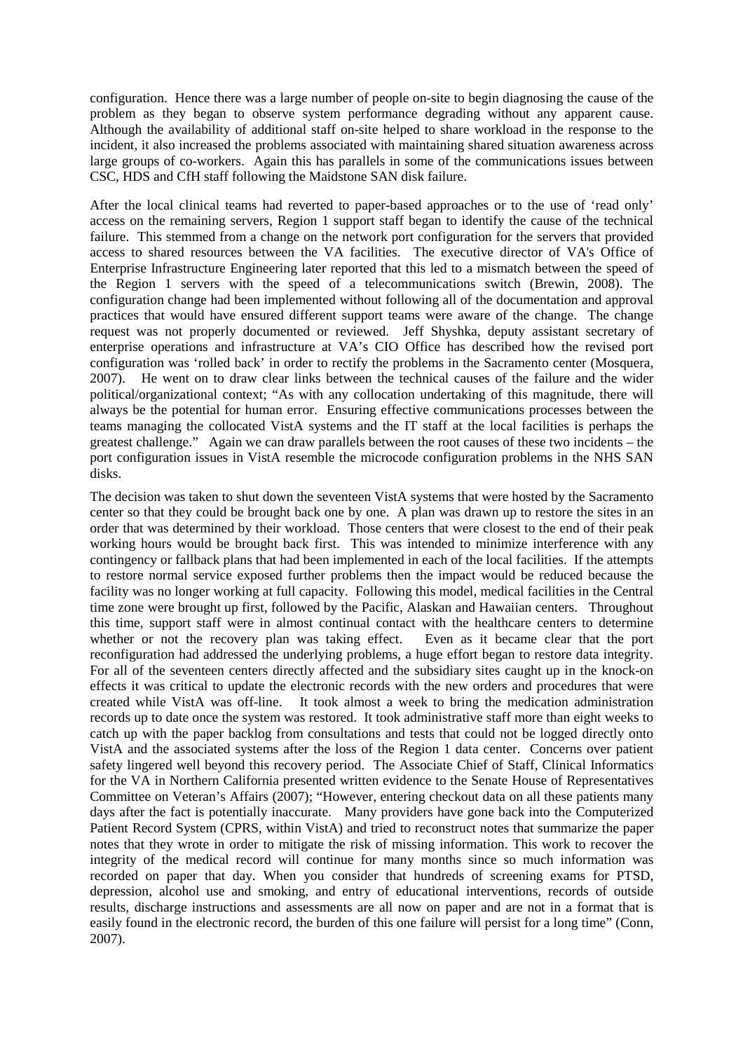configuration. Hence there was a large number of people on-site to begin diagnosing the cause of the problem as they began to observe system performance degrading without any apparent cause. Although the availability of additional staff on-site helped to share workload in the response to the incident, it also increased the problems associated with maintaining shared situation awareness across large groups of co-workers. Again this has parallels in some of the communications issues between CSC, HDS and CfH staff following the Maidstone SAN disk failure.

After the local clinical teams had reverted to paper-based approaches or to the use of 'read only' access on the remaining servers, Region 1 support staff began to identify the cause of the technical failure. This stemmed from a change on the network port configuration for the servers that provided access to shared resources between the VA facilities. The executive director of VA's Office of Enterprise Infrastructure Engineering later reported that this led to a mismatch between the speed of the Region 1 servers with the speed of a telecommunications switch (Brewin, 2008). The configuration change had been implemented without following all of the documentation and approval practices that would have ensured different support teams were aware of the change. The change request was not properly documented or reviewed. Jeff Shyshka, deputy assistant secretary of enterprise operations and infrastructure at VA's CIO Office has described how the revised port configuration was 'rolled back' in order to rectify the problems in the Sacramento center (Mosquera, 2007). He went on to draw clear links between the technical causes of the failure and the wider political/organizational context; "As with any collocation undertaking of this magnitude, there will always be the potential for human error. Ensuring effective communications processes between the teams managing the collocated VistA systems and the IT staff at the local facilities is perhaps the greatest challenge." Again we can draw parallels between the root causes of these two incidents – the port configuration issues in VistA resemble the microcode configuration problems in the NHS SAN disks.

The decision was taken to shut down the seventeen VistA systems that were hosted by the Sacramento center so that they could be brought back one by one. A plan was drawn up to restore the sites in an order that was determined by their workload. Those centers that were closest to the end of their peak working hours would be brought back first. This was intended to minimize interference with any contingency or fallback plans that had been implemented in each of the local facilities. If the attempts to restore normal service exposed further problems then the impact would be reduced because the facility was no longer working at full capacity. Following this model, medical facilities in the Central time zone were brought up first, followed by the Pacific, Alaskan and Hawaiian centers. Throughout this time, support staff were in almost continual contact with the healthcare centers to determine whether or not the recovery plan was taking effect. Even as it became clear that the port reconfiguration had addressed the underlying problems, a huge effort began to restore data integrity. For all of the seventeen centers directly affected and the subsidiary sites caught up in the knock-on effects it was critical to update the electronic records with the new orders and procedures that were created while VistA was off-line. It took almost a week to bring the medication administration records up to date once the system was restored. It took administrative staff more than eight weeks to catch up with the paper backlog from consultations and tests that could not be logged directly onto VistA and the associated systems after the loss of the Region 1 data center. Concerns over patient safety lingered well beyond this recovery period. The Associate Chief of Staff, Clinical Informatics for the VA in Northern California presented written evidence to the Senate House of Representatives Committee on Veteran's Affairs (2007); "However, entering checkout data on all these patients many days after the fact is potentially inaccurate. Many providers have gone back into the Computerized Patient Record System (CPRS, within VistA) and tried to reconstruct notes that summarize the paper notes that they wrote in order to mitigate the risk of missing information. This work to recover the integrity of the medical record will continue for many months since so much information was recorded on paper that day. When you consider that hundreds of screening exams for PTSD, depression, alcohol use and smoking, and entry of educational interventions, records of outside results, discharge instructions and assessments are all now on paper and are not in a format that is easily found in the electronic record, the burden of this one failure will persist for a long time" (Conn, 2007).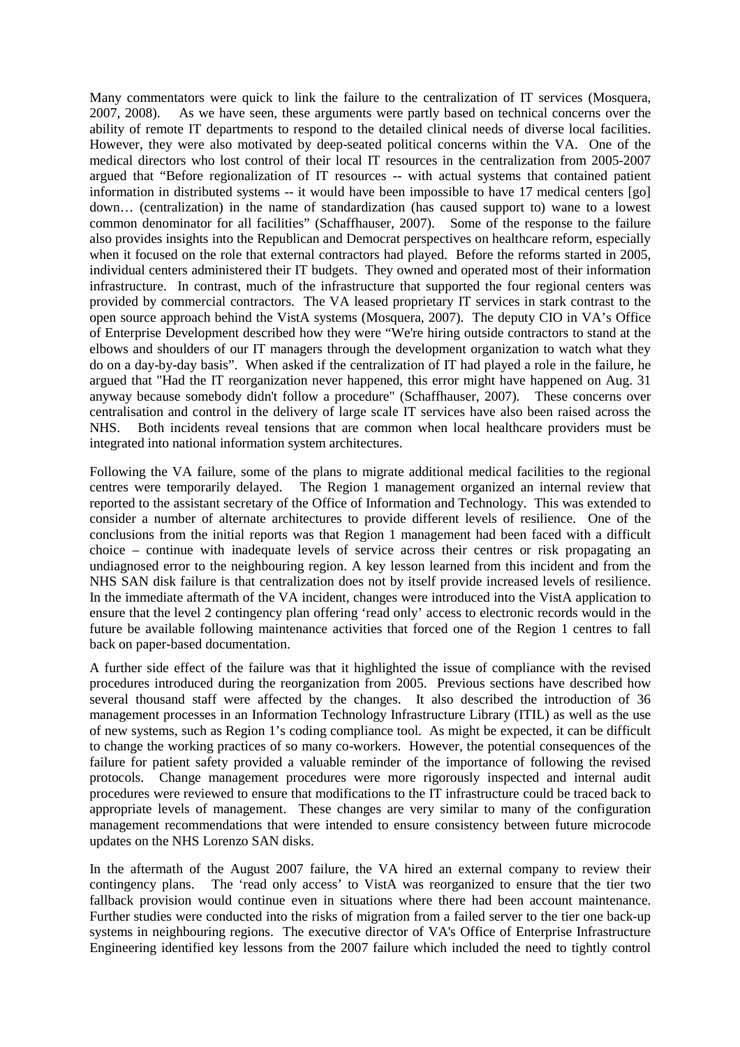Many commentators were quick to link the failure to the centralization of IT services (Mosquera, 2007, 2008). As we have seen, these arguments were partly based on technical concerns over the ability of remote IT departments to respond to the detailed clinical needs of diverse local facilities. However, they were also motivated by deep-seated political concerns within the VA. One of the medical directors who lost control of their local IT resources in the centralization from 2005-2007 argued that "Before regionalization of IT resources -- with actual systems that contained patient information in distributed systems -- it would have been impossible to have 17 medical centers [go] down… (centralization) in the name of standardization (has caused support to) wane to a lowest common denominator for all facilities" (Schaffhauser, 2007). Some of the response to the failure also provides insights into the Republican and Democrat perspectives on healthcare reform, especially when it focused on the role that external contractors had played. Before the reforms started in 2005, individual centers administered their IT budgets. They owned and operated most of their information infrastructure. In contrast, much of the infrastructure that supported the four regional centers was provided by commercial contractors. The VA leased proprietary IT services in stark contrast to the open source approach behind the VistA systems (Mosquera, 2007). The deputy CIO in VA's Office of Enterprise Development described how they were "We're hiring outside contractors to stand at the elbows and shoulders of our IT managers through the development organization to watch what they do on a day-by-day basis". When asked if the centralization of IT had played a role in the failure, he argued that "Had the IT reorganization never happened, this error might have happened on Aug. 31 anyway because somebody didn't follow a procedure" (Schaffhauser, 2007). These concerns over centralisation and control in the delivery of large scale IT services have also been raised across the NHS. Both incidents reveal tensions that are common when local healthcare providers must be integrated into national information system architectures.

Following the VA failure, some of the plans to migrate additional medical facilities to the regional centres were temporarily delayed. The Region 1 management organized an internal review that reported to the assistant secretary of the Office of Information and Technology. This was extended to consider a number of alternate architectures to provide different levels of resilience. One of the conclusions from the initial reports was that Region 1 management had been faced with a difficult choice – continue with inadequate levels of service across their centres or risk propagating an undiagnosed error to the neighbouring region. A key lesson learned from this incident and from the NHS SAN disk failure is that centralization does not by itself provide increased levels of resilience. In the immediate aftermath of the VA incident, changes were introduced into the VistA application to ensure that the level 2 contingency plan offering 'read only' access to electronic records would in the future be available following maintenance activities that forced one of the Region 1 centres to fall back on paper-based documentation.

A further side effect of the failure was that it highlighted the issue of compliance with the revised procedures introduced during the reorganization from 2005. Previous sections have described how several thousand staff were affected by the changes. It also described the introduction of 36 management processes in an Information Technology Infrastructure Library (ITIL) as well as the use of new systems, such as Region 1's coding compliance tool. As might be expected, it can be difficult to change the working practices of so many co-workers. However, the potential consequences of the failure for patient safety provided a valuable reminder of the importance of following the revised protocols. Change management procedures were more rigorously inspected and internal audit procedures were reviewed to ensure that modifications to the IT infrastructure could be traced back to appropriate levels of management. These changes are very similar to many of the configuration management recommendations that were intended to ensure consistency between future microcode updates on the NHS Lorenzo SAN disks.

In the aftermath of the August 2007 failure, the VA hired an external company to review their contingency plans. The 'read only access' to VistA was reorganized to ensure that the tier two fallback provision would continue even in situations where there had been account maintenance. Further studies were conducted into the risks of migration from a failed server to the tier one back-up systems in neighbouring regions. The executive director of VA's Office of Enterprise Infrastructure Engineering identified key lessons from the 2007 failure which included the need to tightly control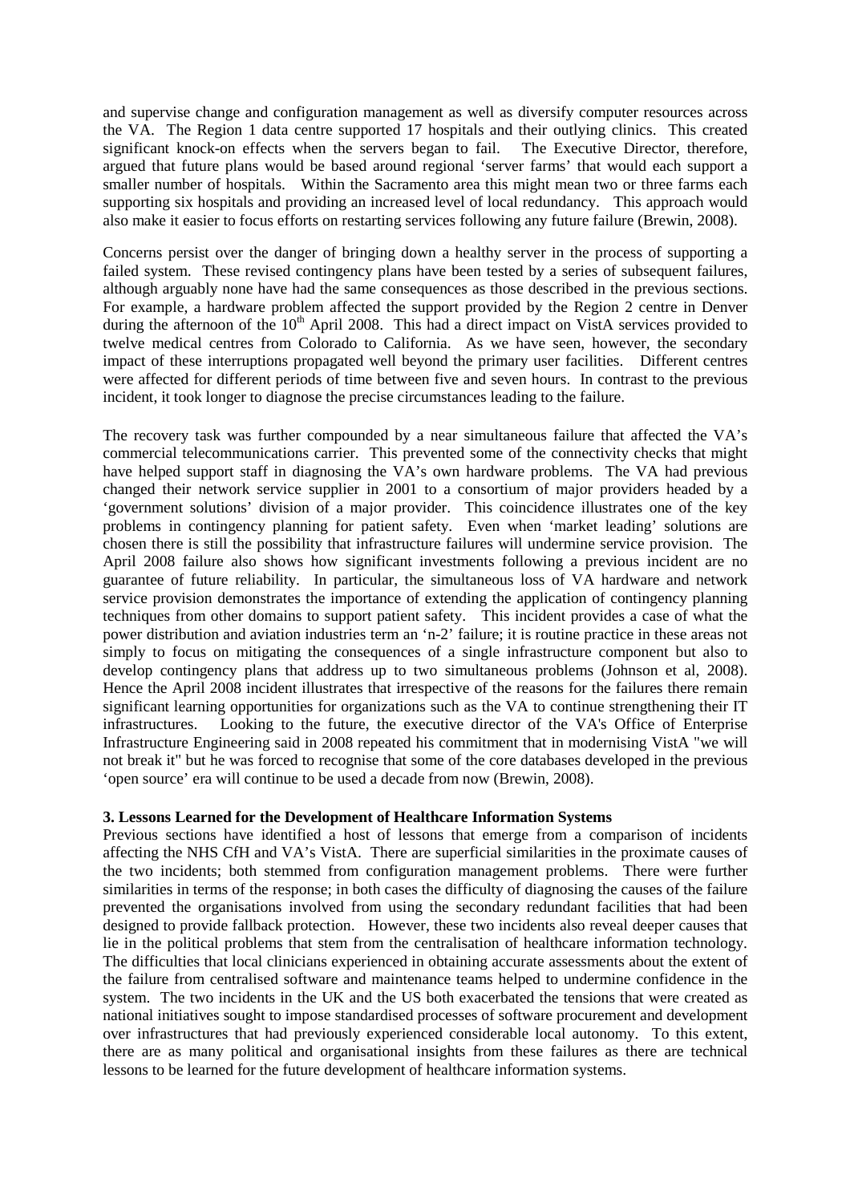and supervise change and configuration management as well as diversify computer resources across the VA. The Region 1 data centre supported 17 hospitals and their outlying clinics. This created significant knock-on effects when the servers began to fail. The Executive Director, therefore, argued that future plans would be based around regional 'server farms' that would each support a smaller number of hospitals. Within the Sacramento area this might mean two or three farms each supporting six hospitals and providing an increased level of local redundancy. This approach would also make it easier to focus efforts on restarting services following any future failure (Brewin, 2008).

Concerns persist over the danger of bringing down a healthy server in the process of supporting a failed system. These revised contingency plans have been tested by a series of subsequent failures, although arguably none have had the same consequences as those described in the previous sections. For example, a hardware problem affected the support provided by the Region 2 centre in Denver during the afternoon of the 10th April 2008. This had a direct impact on VistA services provided to twelve medical centres from Colorado to California. As we have seen, however, the secondary impact of these interruptions propagated well beyond the primary user facilities. Different centres were affected for different periods of time between five and seven hours. In contrast to the previous incident, it took longer to diagnose the precise circumstances leading to the failure.

The recovery task was further compounded by a near simultaneous failure that affected the VA's commercial telecommunications carrier. This prevented some of the connectivity checks that might have helped support staff in diagnosing the VA's own hardware problems. The VA had previous changed their network service supplier in 2001 to a consortium of major providers headed by a 'government solutions' division of a major provider. This coincidence illustrates one of the key problems in contingency planning for patient safety. Even when 'market leading' solutions are chosen there is still the possibility that infrastructure failures will undermine service provision. The April 2008 failure also shows how significant investments following a previous incident are no guarantee of future reliability. In particular, the simultaneous loss of VA hardware and network service provision demonstrates the importance of extending the application of contingency planning techniques from other domains to support patient safety. This incident provides a case of what the power distribution and aviation industries term an 'n-2' failure; it is routine practice in these areas not simply to focus on mitigating the consequences of a single infrastructure component but also to develop contingency plans that address up to two simultaneous problems (Johnson et al, 2008). Hence the April 2008 incident illustrates that irrespective of the reasons for the failures there remain significant learning opportunities for organizations such as the VA to continue strengthening their IT infrastructures. Looking to the future, the executive director of the VA's Office of Enterprise Infrastructure Engineering said in 2008 repeated his commitment that in modernising VistA "we will not break it" but he was forced to recognise that some of the core databases developed in the previous 'open source' era will continue to be used a decade from now (Brewin, 2008).

### 3. Lessons Learned for the Development of Healthcare Information Systems

Previous sections have identified a host of lessons that emerge from a comparison of incidents affecting the NHS CfH and VA's VistA. There are superficial similarities in the proximate causes of the two incidents; both stemmed from configuration management problems. There were further similarities in terms of the response; in both cases the difficulty of diagnosing the causes of the failure prevented the organisations involved from using the secondary redundant facilities that had been designed to provide fallback protection. However, these two incidents also reveal deeper causes that lie in the political problems that stem from the centralisation of healthcare information technology. The difficulties that local clinicians experienced in obtaining accurate assessments about the extent of the failure from centralised software and maintenance teams helped to undermine confidence in the system. The two incidents in the UK and the US both exacerbated the tensions that were created as national initiatives sought to impose standardised processes of software procurement and development over infrastructures that had previously experienced considerable local autonomy. To this extent, there are as many political and organisational insights from these failures as there are technical lessons to be learned for the future development of healthcare information systems.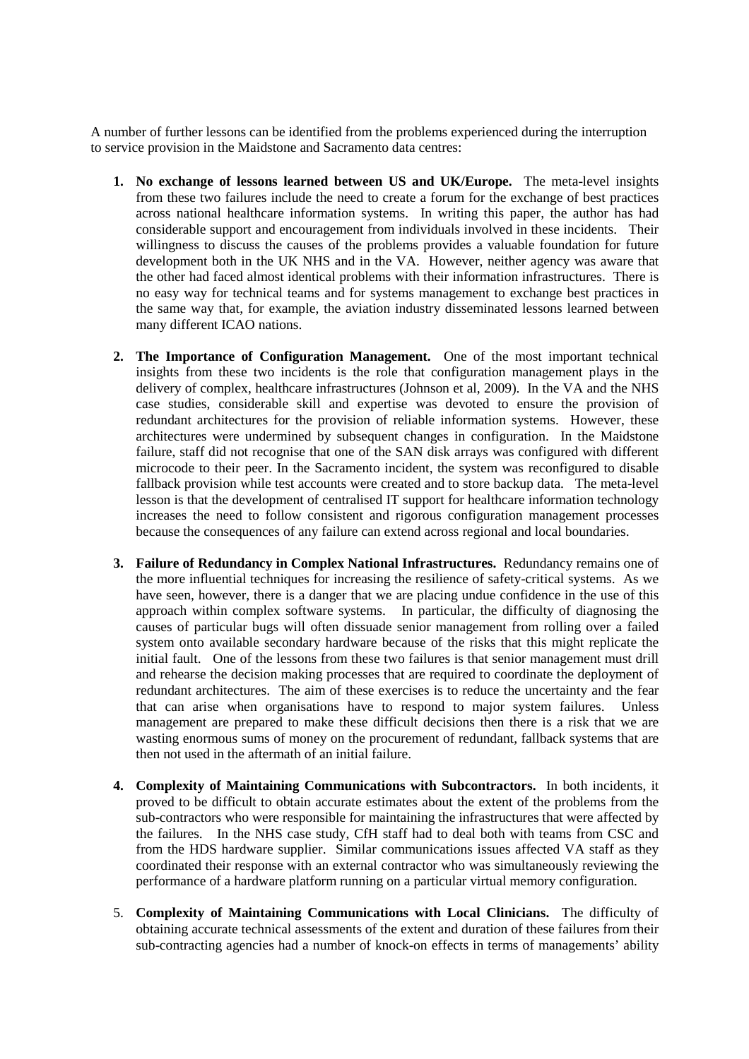A number of further lessons can be identified from the problems experienced during the interruption to service provision in the Maidstone and Sacramento data centres:

1. **No exchange of lessons learned between US and UK/Europe.** The meta-level insights from these two failures include the need to create a forum for the exchange of best practices across national healthcare information systems. In writing this paper, the author has had considerable support and encouragement from individuals involved in these incidents. Their willingness to discuss the causes of the problems provides a valuable foundation for future development both in the UK NHS and in the VA. However, neither agency was aware that the other had faced almost identical problems with their information infrastructures. There is no easy way for technical teams and for systems management to exchange best practices in the same way that, for example, the aviation industry disseminated lessons learned between many different ICAO nations.

2. **The Importance of Configuration Management.** One of the most important technical insights from these two incidents is the role that configuration management plays in the delivery of complex, healthcare infrastructures (Johnson et al, 2009). In the VA and the NHS case studies, considerable skill and expertise was devoted to ensure the provision of redundant architectures for the provision of reliable information systems. However, these architectures were undermined by subsequent changes in configuration. In the Maidstone failure, staff did not recognise that one of the SAN disk arrays was configured with different microcode to their peer. In the Sacramento incident, the system was reconfigured to disable fallback provision while test accounts were created and to store backup data. The meta-level lesson is that the development of centralised IT support for healthcare information technology increases the need to follow consistent and rigorous configuration management processes because the consequences of any failure can extend across regional and local boundaries.

3. **Failure of Redundancy in Complex National Infrastructures.** Redundancy remains one of the more influential techniques for increasing the resilience of safety-critical systems. As we have seen, however, there is a danger that we are placing undue confidence in the use of this approach within complex software systems. In particular, the difficulty of diagnosing the causes of particular bugs will often dissuade senior management from rolling over a failed system onto available secondary hardware because of the risks that this might replicate the initial fault. One of the lessons from these two failures is that senior management must drill and rehearse the decision making processes that are required to coordinate the deployment of redundant architectures. The aim of these exercises is to reduce the uncertainty and the fear that can arise when organisations have to respond to major system failures. Unless management are prepared to make these difficult decisions then there is a risk that we are wasting enormous sums of money on the procurement of redundant, fallback systems that are then not used in the aftermath of an initial failure.

4. **Complexity of Maintaining Communications with Subcontractors.** In both incidents, it proved to be difficult to obtain accurate estimates about the extent of the problems from the sub-contractors who were responsible for maintaining the infrastructures that were affected by the failures. In the NHS case study, CfH staff had to deal both with teams from CSC and from the HDS hardware supplier. Similar communications issues affected VA staff as they coordinated their response with an external contractor who was simultaneously reviewing the performance of a hardware platform running on a particular virtual memory configuration.

5. **Complexity of Maintaining Communications with Local Clinicians.** The difficulty of obtaining accurate technical assessments of the extent and duration of these failures from their sub-contracting agencies had a number of knock-on effects in terms of managements' ability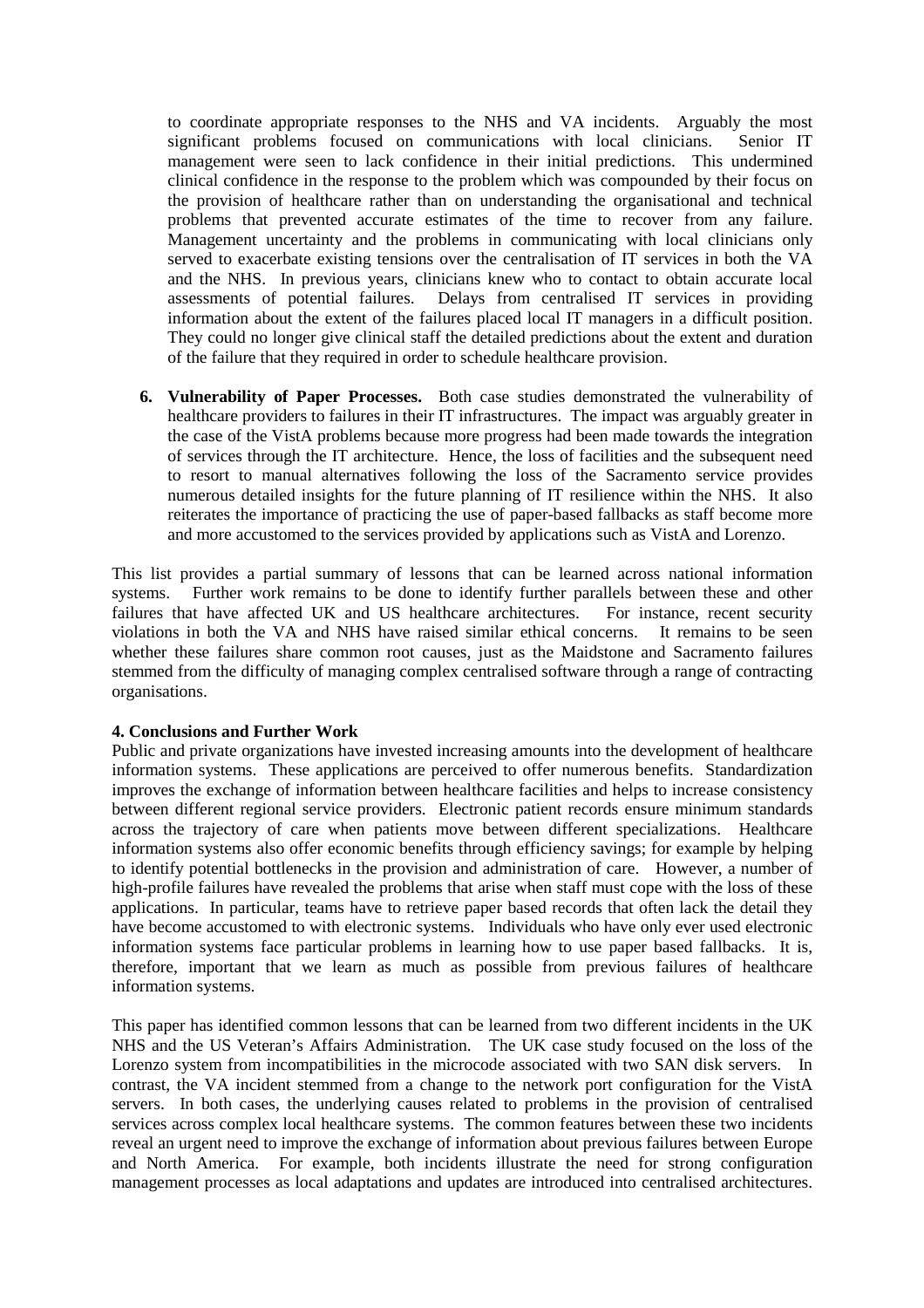to coordinate appropriate responses to the NHS and VA incidents. Arguably the most significant problems focused on communications with local clinicians. Senior IT management were seen to lack confidence in their initial predictions. This undermined clinical confidence in the response to the problem which was compounded by their focus on the provision of healthcare rather than on understanding the organisational and technical problems that prevented accurate estimates of the time to recover from any failure. Management uncertainty and the problems in communicating with local clinicians only served to exacerbate existing tensions over the centralisation of IT services in both the VA and the NHS. In previous years, clinicians knew who to contact to obtain accurate local assessments of potential failures. Delays from centralised IT services in providing information about the extent of the failures placed local IT managers in a difficult position. They could no longer give clinical staff the detailed predictions about the extent and duration of the failure that they required in order to schedule healthcare provision.

6. **Vulnerability of Paper Processes.** Both case studies demonstrated the vulnerability of healthcare providers to failures in their IT infrastructures. The impact was arguably greater in the case of the VistA problems because more progress had been made towards the integration of services through the IT architecture. Hence, the loss of facilities and the subsequent need to resort to manual alternatives following the loss of the Sacramento service provides numerous detailed insights for the future planning of IT resilience within the NHS. It also reiterates the importance of practicing the use of paper-based fallbacks as staff become more and more accustomed to the services provided by applications such as VistA and Lorenzo.

This list provides a partial summary of lessons that can be learned across national information systems. Further work remains to be done to identify further parallels between these and other failures that have affected UK and US healthcare architectures. For instance, recent security violations in both the VA and NHS have raised similar ethical concerns. It remains to be seen whether these failures share common root causes, just as the Maidstone and Sacramento failures stemmed from the difficulty of managing complex centralised software through a range of contracting organisations.

**4. Conclusions and Further Work**

Public and private organizations have invested increasing amounts into the development of healthcare information systems. These applications are perceived to offer numerous benefits. Standardization improves the exchange of information between healthcare facilities and helps to increase consistency between different regional service providers. Electronic patient records ensure minimum standards across the trajectory of care when patients move between different specializations. Healthcare information systems also offer economic benefits through efficiency savings; for example by helping to identify potential bottlenecks in the provision and administration of care. However, a number of high-profile failures have revealed the problems that arise when staff must cope with the loss of these applications. In particular, teams have to retrieve paper based records that often lack the detail they have become accustomed to with electronic systems. Individuals who have only ever used electronic information systems face particular problems in learning how to use paper based fallbacks. It is, therefore, important that we learn as much as possible from previous failures of healthcare information systems.

This paper has identified common lessons that can be learned from two different incidents in the UK NHS and the US Veteran's Affairs Administration. The UK case study focused on the loss of the Lorenzo system from incompatibilities in the microcode associated with two SAN disk servers. In contrast, the VA incident stemmed from a change to the network port configuration for the VistA servers. In both cases, the underlying causes related to problems in the provision of centralised services across complex local healthcare systems. The common features between these two incidents reveal an urgent need to improve the exchange of information about previous failures between Europe and North America. For example, both incidents illustrate the need for strong configuration management processes as local adaptations and updates are introduced into centralised architectures.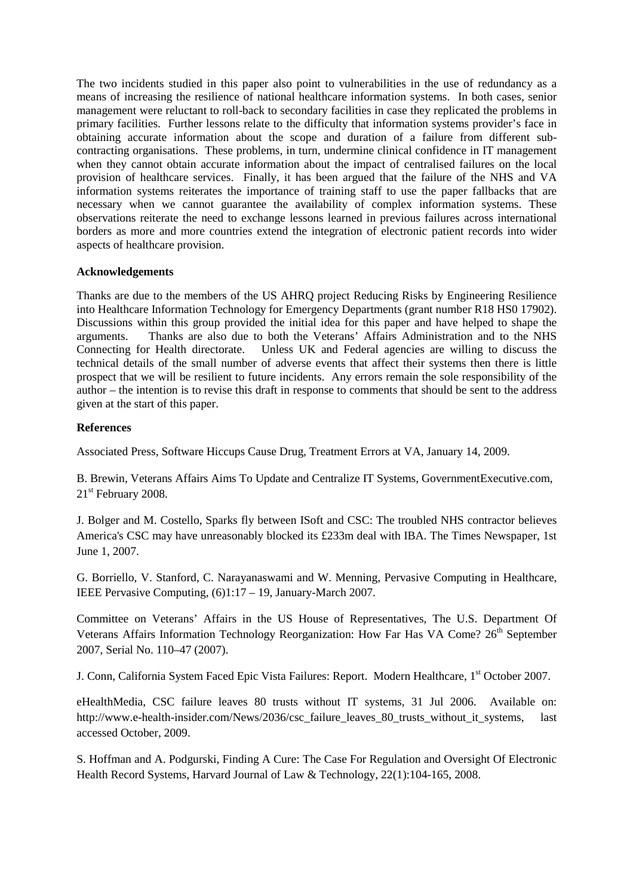The two incidents studied in this paper also point to vulnerabilities in the use of redundancy as a means of increasing the resilience of national healthcare information systems. In both cases, senior management were reluctant to roll-back to secondary facilities in case they replicated the problems in primary facilities. Further lessons relate to the difficulty that information systems provider's face in obtaining accurate information about the scope and duration of a failure from different sub-contracting organisations. These problems, in turn, undermine clinical confidence in IT management when they cannot obtain accurate information about the impact of centralised failures on the local provision of healthcare services. Finally, it has been argued that the failure of the NHS and VA information systems reiterates the importance of training staff to use the paper fallbacks that are necessary when we cannot guarantee the availability of complex information systems. These observations reiterate the need to exchange lessons learned in previous failures across international borders as more and more countries extend the integration of electronic patient records into wider aspects of healthcare provision.

**Acknowledgements**

Thanks are due to the members of the US AHRQ project Reducing Risks by Engineering Resilience into Healthcare Information Technology for Emergency Departments (grant number R18 HS0 17902). Discussions within this group provided the initial idea for this paper and have helped to shape the arguments. Thanks are also due to both the Veterans' Affairs Administration and to the NHS Connecting for Health directorate. Unless UK and Federal agencies are willing to discuss the technical details of the small number of adverse events that affect their systems then there is little prospect that we will be resilient to future incidents. Any errors remain the sole responsibility of the author – the intention is to revise this draft in response to comments that should be sent to the address given at the start of this paper.

**References**

Associated Press, Software Hiccups Cause Drug, Treatment Errors at VA, January 14, 2009.

B. Brewin, Veterans Affairs Aims To Update and Centralize IT Systems, GovernmentExecutive.com, 21st February 2008.

J. Bolger and M. Costello, Sparks fly between ISoft and CSC: The troubled NHS contractor believes America's CSC may have unreasonably blocked its £233m deal with IBA. The Times Newspaper, 1st June 1, 2007.

G. Borriello, V. Stanford, C. Narayanaswami and W. Menning, Pervasive Computing in Healthcare, IEEE Pervasive Computing, (6)1:17 – 19, January-March 2007.

Committee on Veterans' Affairs in the US House of Representatives, The U.S. Department Of Veterans Affairs Information Technology Reorganization: How Far Has VA Come? 26th September 2007, Serial No. 110–47 (2007).

J. Conn, California System Faced Epic Vista Failures: Report. Modern Healthcare, 1st October 2007.

eHealthMedia, CSC failure leaves 80 trusts without IT systems, 31 Jul 2006. Available on: http://www.e-health-insider.com/News/2036/csc_failure_leaves_80_trusts_without_it_systems, last accessed October, 2009.

S. Hoffman and A. Podgurski, Finding A Cure: The Case For Regulation and Oversight Of Electronic Health Record Systems, Harvard Journal of Law & Technology, 22(1):104-165, 2008.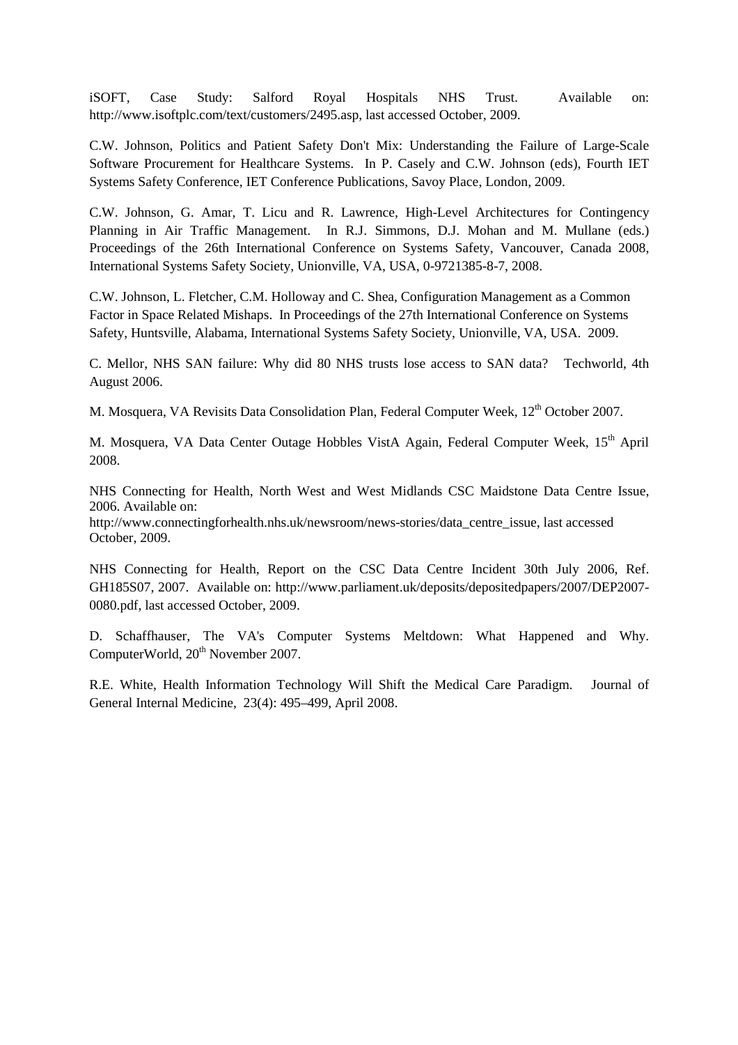iSOFT, Case Study: Salford Royal Hospitals NHS Trust. Available on: http://www.isoftplc.com/text/customers/2495.asp, last accessed October, 2009.

C.W. Johnson, Politics and Patient Safety Don't Mix: Understanding the Failure of Large-Scale Software Procurement for Healthcare Systems. In P. Casely and C.W. Johnson (eds), Fourth IET Systems Safety Conference, IET Conference Publications, Savoy Place, London, 2009.

C.W. Johnson, G. Amar, T. Licu and R. Lawrence, High-Level Architectures for Contingency Planning in Air Traffic Management. In R.J. Simmons, D.J. Mohan and M. Mullane (eds.) Proceedings of the 26th International Conference on Systems Safety, Vancouver, Canada 2008, International Systems Safety Society, Unionville, VA, USA, 0-9721385-8-7, 2008.

C.W. Johnson, L. Fletcher, C.M. Holloway and C. Shea, Configuration Management as a Common Factor in Space Related Mishaps. In Proceedings of the 27th International Conference on Systems Safety, Huntsville, Alabama, International Systems Safety Society, Unionville, VA, USA. 2009.

C. Mellor, NHS SAN failure: Why did 80 NHS trusts lose access to SAN data? Techworld, 4th August 2006.

M. Mosquera, VA Revisits Data Consolidation Plan, Federal Computer Week, 12th October 2007.

M. Mosquera, VA Data Center Outage Hobbles VistA Again, Federal Computer Week, 15th April 2008.

NHS Connecting for Health, North West and West Midlands CSC Maidstone Data Centre Issue, 2006. Available on:
http://www.connectingforhealth.nhs.uk/newsroom/news-stories/data_centre_issue, last accessed October, 2009.

NHS Connecting for Health, Report on the CSC Data Centre Incident 30th July 2006, Ref. GH185S07, 2007. Available on: http://www.parliament.uk/deposits/depositedpapers/2007/DEP2007-0080.pdf, last accessed October, 2009.

D. Schaffhauser, The VA's Computer Systems Meltdown: What Happened and Why. ComputerWorld, 20th November 2007.

R.E. White, Health Information Technology Will Shift the Medical Care Paradigm. Journal of General Internal Medicine, 23(4): 495–499, April 2008.